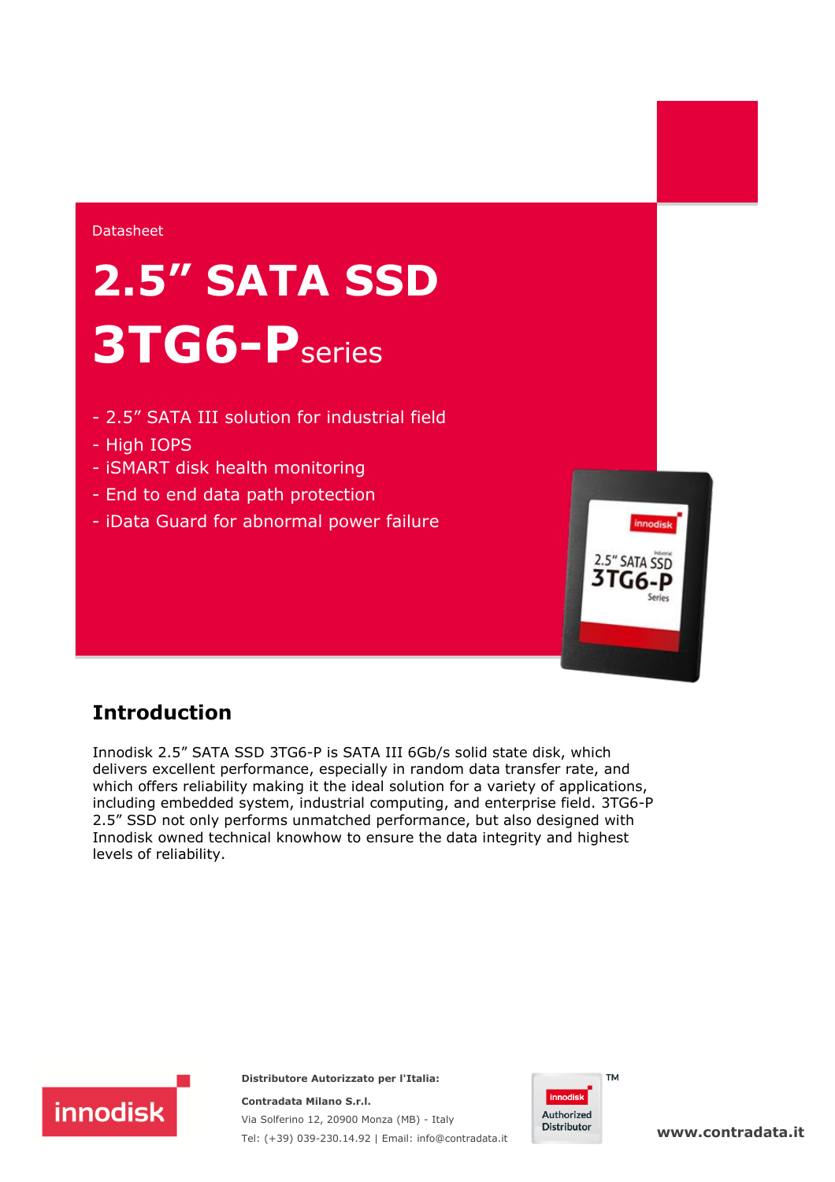Datasheet

# 2.5" SATA SSD 3TG6-P series

- 2.5" SATA III solution for industrial field
- High IOPS
- iSMART disk health monitoring
- End to end data path protection
- iData Guard for abnormal power failure

## Introduction

Innodisk 2.5" SATA SSD 3TG6-P is SATA III 6Gb/s solid state disk, which delivers excellent performance, especially in random data transfer rate, and which offers reliability making it the ideal solution for a variety of applications, including embedded system, industrial computing, and enterprise field. 3TG6-P 2.5" SSD not only performs unmatched performance, but also designed with Innodisk owned technical knowhow to ensure the data integrity and highest levels of reliability.

**Distributore Autorizzato per l'Italia:**

**Contradata Milano S.r.l.**
Via Solferino 12, 20900 Monza (MB) - Italy
Tel: (+39) 039-230.14.92 | Email: info@contradata.it

innodisk Authorized Distributor™

**www.contradata.it**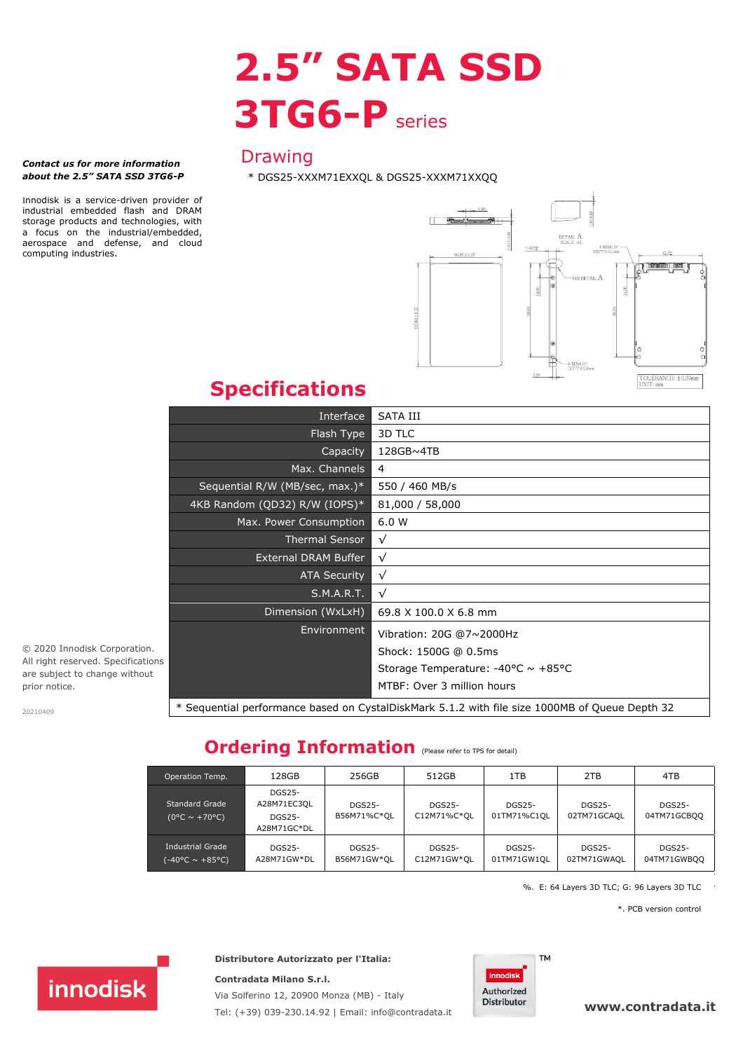# 2.5" SATA SSD 3TG6-P series

***Contact us for more information about the 2.5" SATA SSD 3TG6-P***

Innodisk is a service-driven provider of industrial embedded flash and DRAM storage products and technologies, with a focus on the industrial/embedded, aerospace and defense, and cloud computing industries.

## Drawing

\* DGS25-XXXM71EXXQL & DGS25-XXXM71XXQQ

DETAIL A
SCALE 4:1
SEE DETAIL A
TOLERANCE: ±0.30mm
UNIT: mm

## Specifications

| | |
|---|---|
| Interface | SATA III |
| Flash Type | 3D TLC |
| Capacity | 128GB~4TB |
| Max. Channels | 4 |
| Sequential R/W (MB/sec, max.)* | 550 / 460 MB/s |
| 4KB Random (QD32) R/W (IOPS)* | 81,000 / 58,000 |
| Max. Power Consumption | 6.0 W |
| Thermal Sensor | √ |
| External DRAM Buffer | √ |
| ATA Security | √ |
| S.M.A.R.T. | √ |
| Dimension (WxLxH) | 69.8 X 100.0 X 6.8 mm |
| Environment | Vibration: 20G @7~2000Hz<br>Shock: 1500G @ 0.5ms<br>Storage Temperature: -40°C ~ +85°C<br>MTBF: Over 3 million hours |

\* Sequential performance based on CystalDiskMark 5.1.2 with file size 1000MB of Queue Depth 32

© 2020 Innodisk Corporation. All right reserved. Specifications are subject to change without prior notice.

20210409

## Ordering Information (Please refer to TPS for detail)

| Operation Temp. | 128GB | 256GB | 512GB | 1TB | 2TB | 4TB |
|---|---|---|---|---|---|---|
| Standard Grade (0°C ~ +70°C) | DGS25-A28M71EC3QL<br>DGS25-A28M71GC*DL | DGS25-B56M71%C*QL | DGS25-C12M71%C*QL | DGS25-01TM71%C1QL | DGS25-02TM71GCAQL | DGS25-04TM71GCBQQ |
| Industrial Grade (-40°C ~ +85°C) | DGS25-A28M71GW*DL | DGS25-B56M71GW*QL | DGS25-C12M71GW*QL | DGS25-01TM71GW1QL | DGS25-02TM71GWAQL | DGS25-04TM71GWBQQ |

%. E: 64 Layers 3D TLC; G: 96 Layers 3D TLC

*. PCB version control

innodisk

**Distributore Autorizzato per l'Italia:**

**Contradata Milano S.r.l.**

Via Solferino 12, 20900 Monza (MB) - Italy

Tel: (+39) 039-230.14.92 | Email: info@contradata.it

innodisk Authorized Distributor ™

**www.contradata.it**